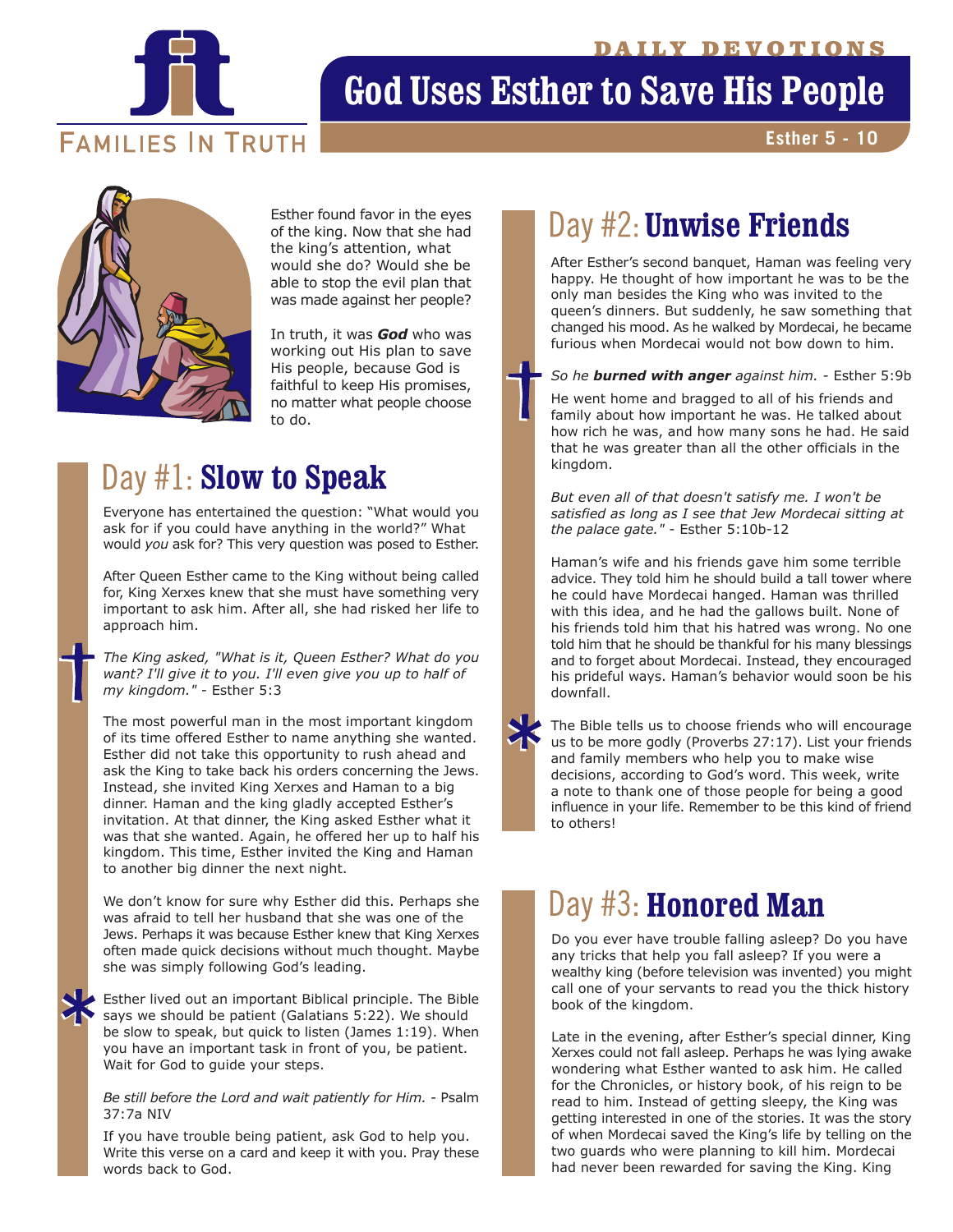DAILY DEVOTIONS

# God Uses Esther to Save His People

Esther 5 - 10

FAMILIES IN TRUTH

Esther found favor in the eyes of the king. Now that she had the king's attention, what would she do? Would she be able to stop the evil plan that was made against her people?

In truth, it was ***God*** who was working out His plan to save His people, because God is faithful to keep His promises, no matter what people choose to do.

## Day #1: **Slow to Speak**

Everyone has entertained the question: "What would you ask for if you could have anything in the world?" What would *you* ask for? This very question was posed to Esther.

After Queen Esther came to the King without being called for, King Xerxes knew that she must have something very important to ask him. After all, she had risked her life to approach him.

*The King asked, "What is it, Queen Esther? What do you want? I'll give it to you. I'll even give you up to half of my kingdom."* - Esther 5:3

The most powerful man in the most important kingdom of its time offered Esther to name anything she wanted. Esther did not take this opportunity to rush ahead and ask the King to take back his orders concerning the Jews. Instead, she invited King Xerxes and Haman to a big dinner. Haman and the king gladly accepted Esther's invitation. At that dinner, the King asked Esther what it was that she wanted. Again, he offered her up to half his kingdom. This time, Esther invited the King and Haman to another big dinner the next night.

We don't know for sure why Esther did this. Perhaps she was afraid to tell her husband that she was one of the Jews. Perhaps it was because Esther knew that King Xerxes often made quick decisions without much thought. Maybe she was simply following God's leading.

Esther lived out an important Biblical principle. The Bible says we should be patient (Galatians 5:22). We should be slow to speak, but quick to listen (James 1:19). When you have an important task in front of you, be patient. Wait for God to guide your steps.

*Be still before the Lord and wait patiently for Him.* - Psalm 37:7a NIV

If you have trouble being patient, ask God to help you. Write this verse on a card and keep it with you. Pray these words back to God.

## Day #2: **Unwise Friends**

After Esther's second banquet, Haman was feeling very happy. He thought of how important he was to be the only man besides the King who was invited to the queen's dinners. But suddenly, he saw something that changed his mood. As he walked by Mordecai, he became furious when Mordecai would not bow down to him.

*So he **burned with anger** against him.* - Esther 5:9b

He went home and bragged to all of his friends and family about how important he was. He talked about how rich he was, and how many sons he had. He said that he was greater than all the other officials in the kingdom.

*But even all of that doesn't satisfy me. I won't be satisfied as long as I see that Jew Mordecai sitting at the palace gate."* - Esther 5:10b-12

Haman's wife and his friends gave him some terrible advice. They told him he should build a tall tower where he could have Mordecai hanged. Haman was thrilled with this idea, and he had the gallows built. None of his friends told him that his hatred was wrong. No one told him that he should be thankful for his many blessings and to forget about Mordecai. Instead, they encouraged his prideful ways. Haman's behavior would soon be his downfall.

The Bible tells us to choose friends who will encourage us to be more godly (Proverbs 27:17). List your friends and family members who help you to make wise decisions, according to God's word. This week, write a note to thank one of those people for being a good influence in your life. Remember to be this kind of friend to others!

## Day #3: **Honored Man**

Do you ever have trouble falling asleep? Do you have any tricks that help you fall asleep? If you were a wealthy king (before television was invented) you might call one of your servants to read you the thick history book of the kingdom.

Late in the evening, after Esther's special dinner, King Xerxes could not fall asleep. Perhaps he was lying awake wondering what Esther wanted to ask him. He called for the Chronicles, or history book, of his reign to be read to him. Instead of getting sleepy, the King was getting interested in one of the stories. It was the story of when Mordecai saved the King's life by telling on the two guards who were planning to kill him. Mordecai had never been rewarded for saving the King. King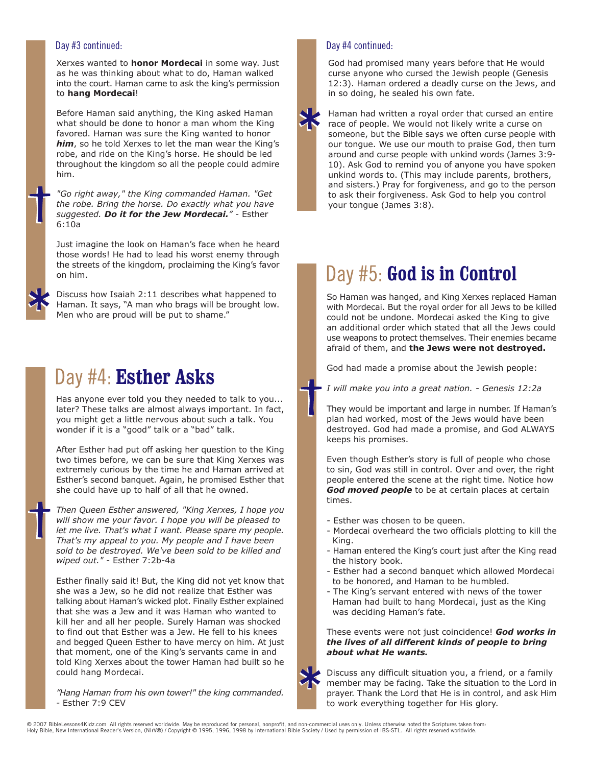Day #3 continued:

Xerxes wanted to **honor Mordecai** in some way. Just as he was thinking about what to do, Haman walked into the court. Haman came to ask the king's permission to **hang Mordecai**!

Before Haman said anything, the King asked Haman what should be done to honor a man whom the King favored. Haman was sure the King wanted to honor ***him***, so he told Xerxes to let the man wear the King's robe, and ride on the King's horse. He should be led throughout the kingdom so all the people could admire him.

*"Go right away," the King commanded Haman. "Get the robe. Bring the horse. Do exactly what you have suggested.* ***Do it for the Jew Mordecai."*** - Esther 6:10a

Just imagine the look on Haman's face when he heard those words! He had to lead his worst enemy through the streets of the kingdom, proclaiming the King's favor on him.

Discuss how Isaiah 2:11 describes what happened to Haman. It says, "A man who brags will be brought low. Men who are proud will be put to shame."

## Day #4: **Esther Asks**

Has anyone ever told you they needed to talk to you... later? These talks are almost always important. In fact, you might get a little nervous about such a talk. You wonder if it is a "good" talk or a "bad" talk.

After Esther had put off asking her question to the King two times before, we can be sure that King Xerxes was extremely curious by the time he and Haman arrived at Esther's second banquet. Again, he promised Esther that she could have up to half of all that he owned.

*Then Queen Esther answered, "King Xerxes, I hope you will show me your favor. I hope you will be pleased to let me live. That's what I want. Please spare my people. That's my appeal to you. My people and I have been sold to be destroyed. We've been sold to be killed and wiped out."* - Esther 7:2b-4a

Esther finally said it! But, the King did not yet know that she was a Jew, so he did not realize that Esther was talking about Haman's wicked plot. Finally Esther explained that she was a Jew and it was Haman who wanted to kill her and all her people. Surely Haman was shocked to find out that Esther was a Jew. He fell to his knees and begged Queen Esther to have mercy on him. At just that moment, one of the King's servants came in and told King Xerxes about the tower Haman had built so he could hang Mordecai.

*"Hang Haman from his own tower!" the king commanded.* - Esther 7:9 CEV

Day #4 continued:

God had promised many years before that He would curse anyone who cursed the Jewish people (Genesis 12:3). Haman ordered a deadly curse on the Jews, and in so doing, he sealed his own fate.

Haman had written a royal order that cursed an entire race of people. We would not likely write a curse on someone, but the Bible says we often curse people with our tongue. We use our mouth to praise God, then turn around and curse people with unkind words (James 3:9-10). Ask God to remind you of anyone you have spoken unkind words to. (This may include parents, brothers, and sisters.) Pray for forgiveness, and go to the person to ask their forgiveness. Ask God to help you control your tongue (James 3:8).

## Day #5: **God is in Control**

So Haman was hanged, and King Xerxes replaced Haman with Mordecai. But the royal order for all Jews to be killed could not be undone. Mordecai asked the King to give an additional order which stated that all the Jews could use weapons to protect themselves. Their enemies became afraid of them, and **the Jews were not destroyed.**

God had made a promise about the Jewish people:

*I will make you into a great nation. - Genesis 12:2a*

They would be important and large in number. If Haman's plan had worked, most of the Jews would have been destroyed. God had made a promise, and God ALWAYS keeps his promises.

Even though Esther's story is full of people who chose to sin, God was still in control. Over and over, the right people entered the scene at the right time. Notice how ***God moved people*** to be at certain places at certain times.

- Esther was chosen to be queen.
- Mordecai overheard the two officials plotting to kill the King.
- Haman entered the King's court just after the King read the history book.
- Esther had a second banquet which allowed Mordecai to be honored, and Haman to be humbled.
- The King's servant entered with news of the tower Haman had built to hang Mordecai, just as the King was deciding Haman's fate.

These events were not just coincidence! ***God works in the lives of all different kinds of people to bring about what He wants.***

Discuss any difficult situation you, a friend, or a family member may be facing. Take the situation to the Lord in prayer. Thank the Lord that He is in control, and ask Him to work everything together for His glory.

© 2007 BibleLessons4Kidz.com All rights reserved worldwide. May be reproduced for personal, nonprofit, and non-commercial uses only. Unless otherwise noted the Scriptures taken from: Holy Bible, New International Reader's Version, (NIrV®) / Copyright © 1995, 1996, 1998 by International Bible Society / Used by permission of IBS-STL. All rights reserved worldwide.